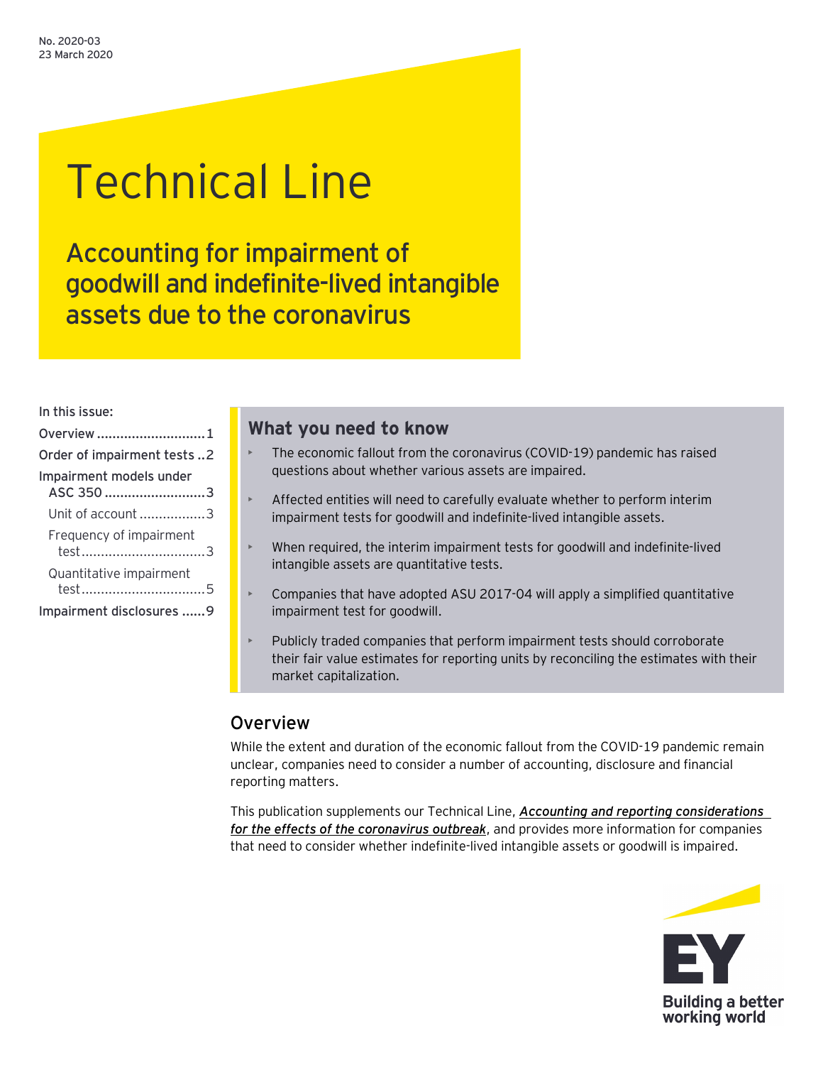No. 2020-03
23 March 2020

# Technical Line

## Accounting for impairment of goodwill and indefinite-lived intangible assets due to the coronavirus

**In this issue:**

- Overview ............................1
- Order of impairment tests ..2
- Impairment models under ASC 350 ..........................3
  - Unit of account .................3
  - Frequency of impairment test................................3
  - Quantitative impairment test................................5
- Impairment disclosures ......9

### What you need to know

- The economic fallout from the coronavirus (COVID-19) pandemic has raised questions about whether various assets are impaired.
- Affected entities will need to carefully evaluate whether to perform interim impairment tests for goodwill and indefinite-lived intangible assets.
- When required, the interim impairment tests for goodwill and indefinite-lived intangible assets are quantitative tests.
- Companies that have adopted ASU 2017-04 will apply a simplified quantitative impairment test for goodwill.
- Publicly traded companies that perform impairment tests should corroborate their fair value estimates for reporting units by reconciling the estimates with their market capitalization.

## Overview

While the extent and duration of the economic fallout from the COVID-19 pandemic remain unclear, companies need to consider a number of accounting, disclosure and financial reporting matters.

This publication supplements our Technical Line, ***Accounting and reporting considerations for the effects of the coronavirus outbreak***, and provides more information for companies that need to consider whether indefinite-lived intangible assets or goodwill is impaired.

EY
Building a better working world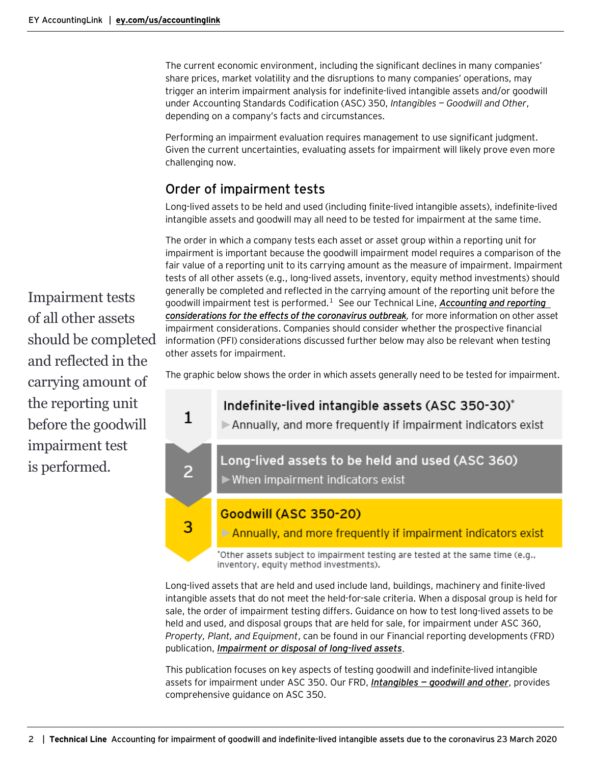The current economic environment, including the significant declines in many companies' share prices, market volatility and the disruptions to many companies' operations, may trigger an interim impairment analysis for indefinite-lived intangible assets and/or goodwill under Accounting Standards Codification (ASC) 350, *Intangibles — Goodwill and Other*, depending on a company's facts and circumstances.

Performing an impairment evaluation requires management to use significant judgment. Given the current uncertainties, evaluating assets for impairment will likely prove even more challenging now.

## Order of impairment tests

Long-lived assets to be held and used (including finite-lived intangible assets), indefinite-lived intangible assets and goodwill may all need to be tested for impairment at the same time.

The order in which a company tests each asset or asset group within a reporting unit for impairment is important because the goodwill impairment model requires a comparison of the fair value of a reporting unit to its carrying amount as the measure of impairment. Impairment tests of all other assets (e.g., long-lived assets, inventory, equity method investments) should generally be completed and reflected in the carrying amount of the reporting unit before the goodwill impairment test is performed.[1] See our Technical Line, ***Accounting and reporting considerations for the effects of the coronavirus outbreak***, for more information on other asset impairment considerations. Companies should consider whether the prospective financial information (PFI) considerations discussed further below may also be relevant when testing other assets for impairment.

> Impairment tests of all other assets should be completed and reflected in the carrying amount of the reporting unit before the goodwill impairment test is performed.

The graphic below shows the order in which assets generally need to be tested for impairment.

1. **Indefinite-lived intangible assets (ASC 350-30)***
   - Annually, and more frequently if impairment indicators exist
2. **Long-lived assets to be held and used (ASC 360)**
   - When impairment indicators exist
3. **Goodwill (ASC 350-20)**
   - Annually, and more frequently if impairment indicators exist

*Other assets subject to impairment testing are tested at the same time (e.g., inventory, equity method investments).

Long-lived assets that are held and used include land, buildings, machinery and finite-lived intangible assets that do not meet the held-for-sale criteria. When a disposal group is held for sale, the order of impairment testing differs. Guidance on how to test long-lived assets to be held and used, and disposal groups that are held for sale, for impairment under ASC 360, *Property, Plant, and Equipment*, can be found in our Financial reporting developments (FRD) publication, ***Impairment or disposal of long-lived assets***.

This publication focuses on key aspects of testing goodwill and indefinite-lived intangible assets for impairment under ASC 350. Our FRD, ***Intangibles — goodwill and other***, provides comprehensive guidance on ASC 350.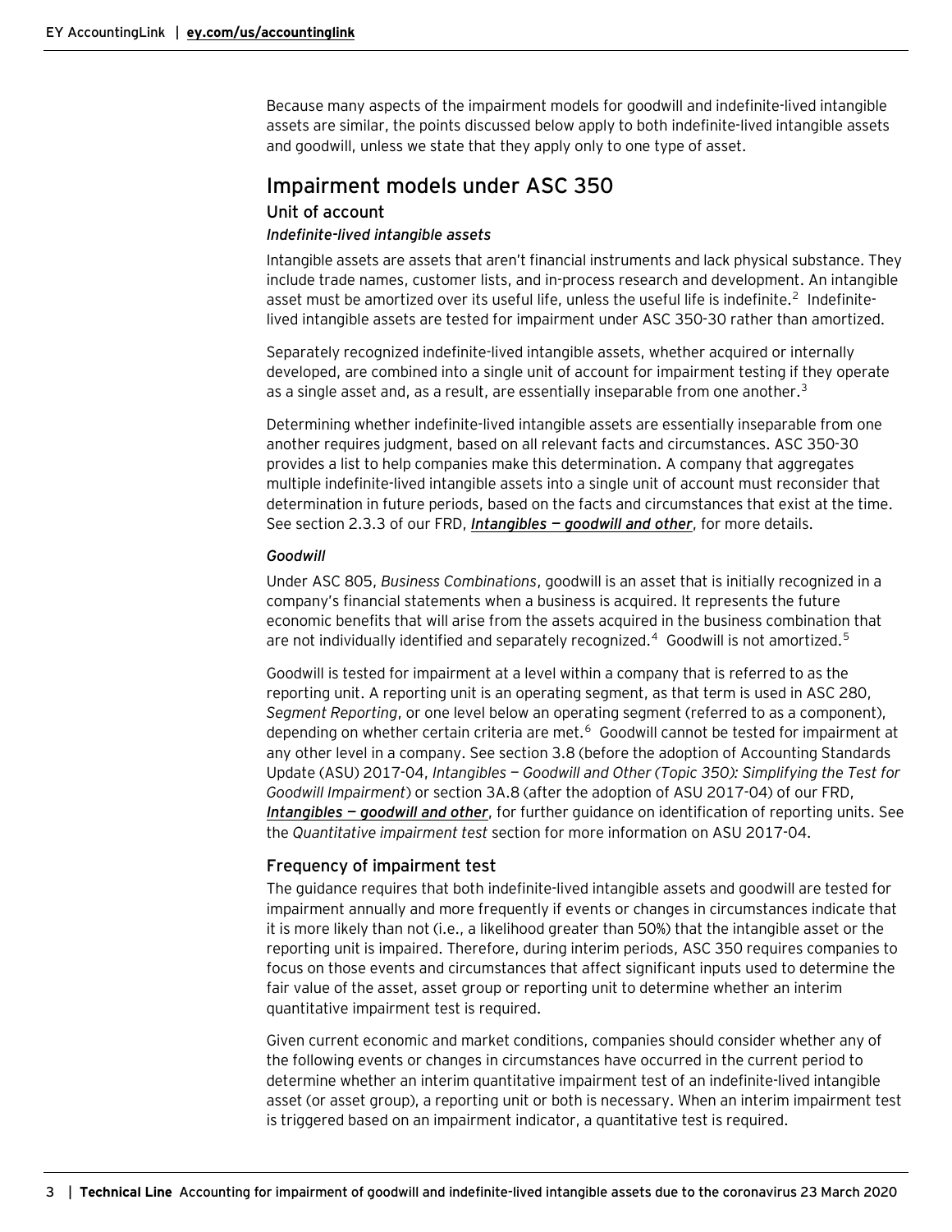Because many aspects of the impairment models for goodwill and indefinite-lived intangible assets are similar, the points discussed below apply to both indefinite-lived intangible assets and goodwill, unless we state that they apply only to one type of asset.

## Impairment models under ASC 350

### Unit of account

#### *Indefinite-lived intangible assets*

Intangible assets are assets that aren't financial instruments and lack physical substance. They include trade names, customer lists, and in-process research and development. An intangible asset must be amortized over its useful life, unless the useful life is indefinite.[2] Indefinite-lived intangible assets are tested for impairment under ASC 350-30 rather than amortized.

Separately recognized indefinite-lived intangible assets, whether acquired or internally developed, are combined into a single unit of account for impairment testing if they operate as a single asset and, as a result, are essentially inseparable from one another.[3]

Determining whether indefinite-lived intangible assets are essentially inseparable from one another requires judgment, based on all relevant facts and circumstances. ASC 350-30 provides a list to help companies make this determination. A company that aggregates multiple indefinite-lived intangible assets into a single unit of account must reconsider that determination in future periods, based on the facts and circumstances that exist at the time. See section 2.3.3 of our FRD, ***Intangibles — goodwill and other***, for more details.

#### *Goodwill*

Under ASC 805, *Business Combinations*, goodwill is an asset that is initially recognized in a company's financial statements when a business is acquired. It represents the future economic benefits that will arise from the assets acquired in the business combination that are not individually identified and separately recognized.[4] Goodwill is not amortized.[5]

Goodwill is tested for impairment at a level within a company that is referred to as the reporting unit. A reporting unit is an operating segment, as that term is used in ASC 280, *Segment Reporting*, or one level below an operating segment (referred to as a component), depending on whether certain criteria are met.[6] Goodwill cannot be tested for impairment at any other level in a company. See section 3.8 (before the adoption of Accounting Standards Update (ASU) 2017-04, *Intangibles — Goodwill and Other (Topic 350): Simplifying the Test for Goodwill Impairment*) or section 3A.8 (after the adoption of ASU 2017-04) of our FRD, ***Intangibles — goodwill and other***, for further guidance on identification of reporting units. See the *Quantitative impairment test* section for more information on ASU 2017-04.

### Frequency of impairment test

The guidance requires that both indefinite-lived intangible assets and goodwill are tested for impairment annually and more frequently if events or changes in circumstances indicate that it is more likely than not (i.e., a likelihood greater than 50%) that the intangible asset or the reporting unit is impaired. Therefore, during interim periods, ASC 350 requires companies to focus on those events and circumstances that affect significant inputs used to determine the fair value of the asset, asset group or reporting unit to determine whether an interim quantitative impairment test is required.

Given current economic and market conditions, companies should consider whether any of the following events or changes in circumstances have occurred in the current period to determine whether an interim quantitative impairment test of an indefinite-lived intangible asset (or asset group), a reporting unit or both is necessary. When an interim impairment test is triggered based on an impairment indicator, a quantitative test is required.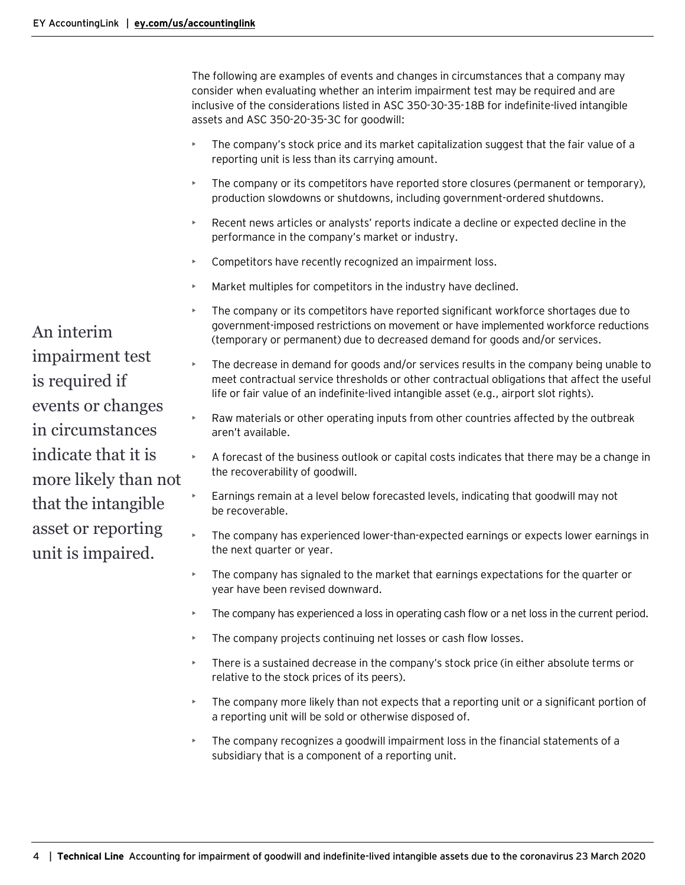The following are examples of events and changes in circumstances that a company may consider when evaluating whether an interim impairment test may be required and are inclusive of the considerations listed in ASC 350-30-35-18B for indefinite-lived intangible assets and ASC 350-20-35-3C for goodwill:

- The company's stock price and its market capitalization suggest that the fair value of a reporting unit is less than its carrying amount.
- The company or its competitors have reported store closures (permanent or temporary), production slowdowns or shutdowns, including government-ordered shutdowns.
- Recent news articles or analysts' reports indicate a decline or expected decline in the performance in the company's market or industry.
- Competitors have recently recognized an impairment loss.
- Market multiples for competitors in the industry have declined.
- The company or its competitors have reported significant workforce shortages due to government-imposed restrictions on movement or have implemented workforce reductions (temporary or permanent) due to decreased demand for goods and/or services.
- The decrease in demand for goods and/or services results in the company being unable to meet contractual service thresholds or other contractual obligations that affect the useful life or fair value of an indefinite-lived intangible asset (e.g., airport slot rights).
- Raw materials or other operating inputs from other countries affected by the outbreak aren't available.
- A forecast of the business outlook or capital costs indicates that there may be a change in the recoverability of goodwill.
- Earnings remain at a level below forecasted levels, indicating that goodwill may not be recoverable.
- The company has experienced lower-than-expected earnings or expects lower earnings in the next quarter or year.
- The company has signaled to the market that earnings expectations for the quarter or year have been revised downward.
- The company has experienced a loss in operating cash flow or a net loss in the current period.
- The company projects continuing net losses or cash flow losses.
- There is a sustained decrease in the company's stock price (in either absolute terms or relative to the stock prices of its peers).
- The company more likely than not expects that a reporting unit or a significant portion of a reporting unit will be sold or otherwise disposed of.
- The company recognizes a goodwill impairment loss in the financial statements of a subsidiary that is a component of a reporting unit.

An interim impairment test is required if events or changes in circumstances indicate that it is more likely than not that the intangible asset or reporting unit is impaired.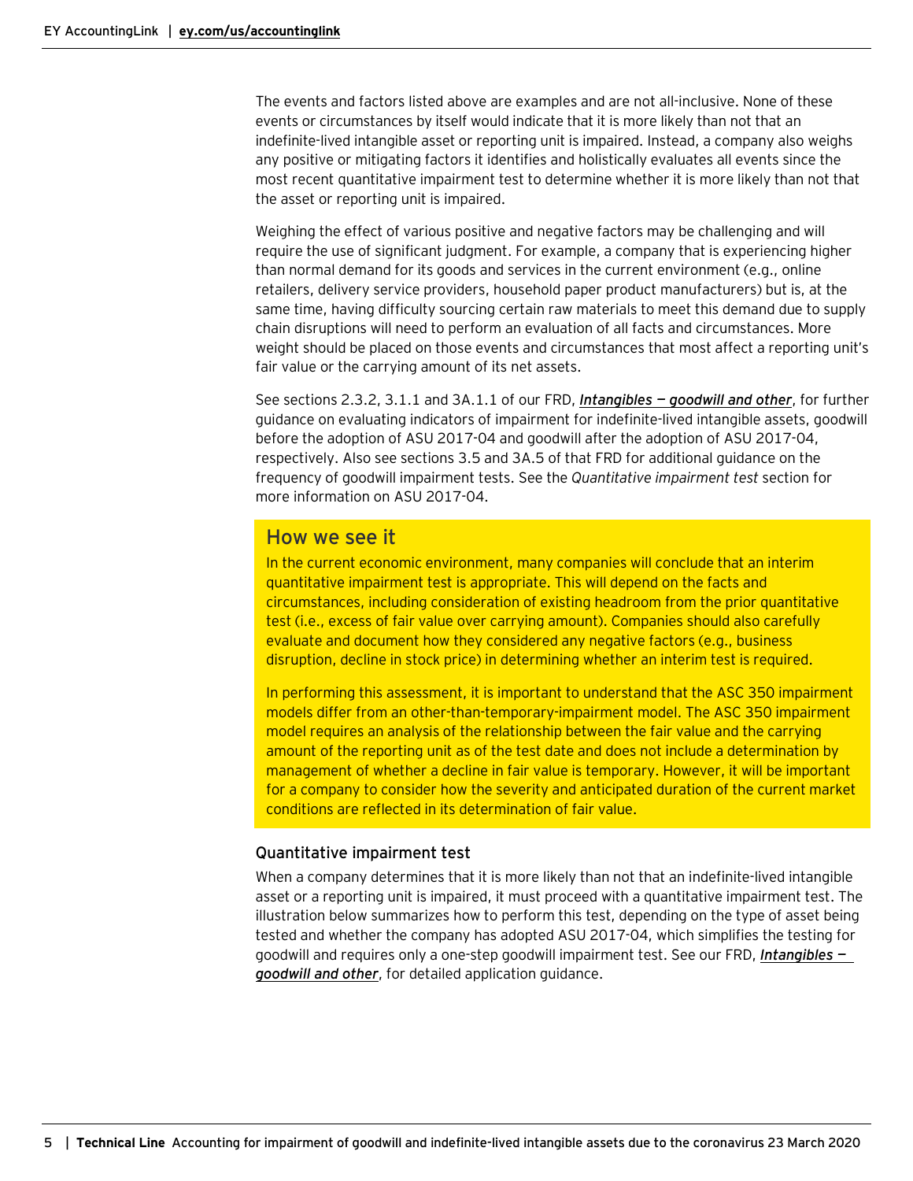The events and factors listed above are examples and are not all-inclusive. None of these events or circumstances by itself would indicate that it is more likely than not that an indefinite-lived intangible asset or reporting unit is impaired. Instead, a company also weighs any positive or mitigating factors it identifies and holistically evaluates all events since the most recent quantitative impairment test to determine whether it is more likely than not that the asset or reporting unit is impaired.

Weighing the effect of various positive and negative factors may be challenging and will require the use of significant judgment. For example, a company that is experiencing higher than normal demand for its goods and services in the current environment (e.g., online retailers, delivery service providers, household paper product manufacturers) but is, at the same time, having difficulty sourcing certain raw materials to meet this demand due to supply chain disruptions will need to perform an evaluation of all facts and circumstances. More weight should be placed on those events and circumstances that most affect a reporting unit's fair value or the carrying amount of its net assets.

See sections 2.3.2, 3.1.1 and 3A.1.1 of our FRD, ***Intangibles — goodwill and other***, for further guidance on evaluating indicators of impairment for indefinite-lived intangible assets, goodwill before the adoption of ASU 2017-04 and goodwill after the adoption of ASU 2017-04, respectively. Also see sections 3.5 and 3A.5 of that FRD for additional guidance on the frequency of goodwill impairment tests. See the *Quantitative impairment test* section for more information on ASU 2017-04.

## How we see it

In the current economic environment, many companies will conclude that an interim quantitative impairment test is appropriate. This will depend on the facts and circumstances, including consideration of existing headroom from the prior quantitative test (i.e., excess of fair value over carrying amount). Companies should also carefully evaluate and document how they considered any negative factors (e.g., business disruption, decline in stock price) in determining whether an interim test is required.

In performing this assessment, it is important to understand that the ASC 350 impairment models differ from an other-than-temporary-impairment model. The ASC 350 impairment model requires an analysis of the relationship between the fair value and the carrying amount of the reporting unit as of the test date and does not include a determination by management of whether a decline in fair value is temporary. However, it will be important for a company to consider how the severity and anticipated duration of the current market conditions are reflected in its determination of fair value.

### Quantitative impairment test

When a company determines that it is more likely than not that an indefinite-lived intangible asset or a reporting unit is impaired, it must proceed with a quantitative impairment test. The illustration below summarizes how to perform this test, depending on the type of asset being tested and whether the company has adopted ASU 2017-04, which simplifies the testing for goodwill and requires only a one-step goodwill impairment test. See our FRD, ***Intangibles — goodwill and other***, for detailed application guidance.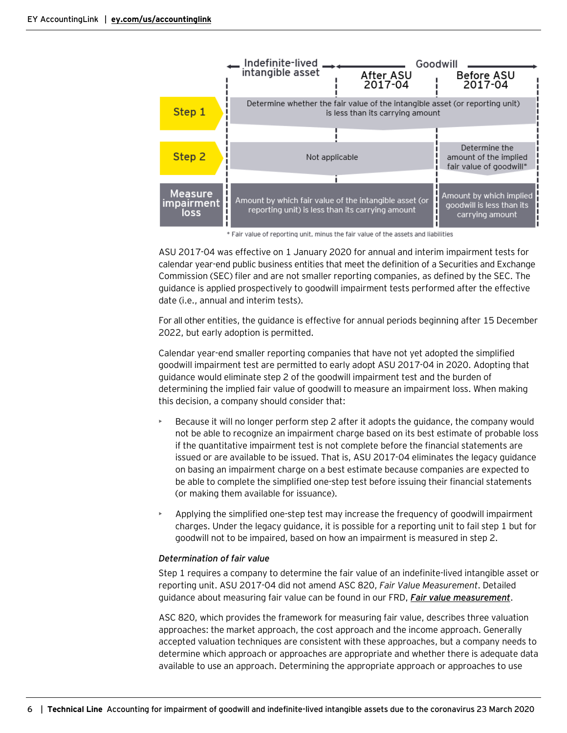| | Indefinite-lived intangible asset | Goodwill — After ASU 2017-04 | Goodwill — Before ASU 2017-04 |
|---|---|---|---|
| **Step 1** | Determine whether the fair value of the intangible asset (or reporting unit) is less than its carrying amount | | |
| **Step 2** | Not applicable | | Determine the amount of the implied fair value of goodwill* |
| **Measure impairment loss** | Amount by which fair value of the intangible asset (or reporting unit) is less than its carrying amount | | Amount by which implied goodwill is less than its carrying amount |

\* Fair value of reporting unit, minus the fair value of the assets and liabilities

ASU 2017-04 was effective on 1 January 2020 for annual and interim impairment tests for calendar year-end public business entities that meet the definition of a Securities and Exchange Commission (SEC) filer and are not smaller reporting companies, as defined by the SEC. The guidance is applied prospectively to goodwill impairment tests performed after the effective date (i.e., annual and interim tests).

For all other entities, the guidance is effective for annual periods beginning after 15 December 2022, but early adoption is permitted.

Calendar year-end smaller reporting companies that have not yet adopted the simplified goodwill impairment test are permitted to early adopt ASU 2017-04 in 2020. Adopting that guidance would eliminate step 2 of the goodwill impairment test and the burden of determining the implied fair value of goodwill to measure an impairment loss. When making this decision, a company should consider that:

- Because it will no longer perform step 2 after it adopts the guidance, the company would not be able to recognize an impairment charge based on its best estimate of probable loss if the quantitative impairment test is not complete before the financial statements are issued or are available to be issued. That is, ASU 2017-04 eliminates the legacy guidance on basing an impairment charge on a best estimate because companies are expected to be able to complete the simplified one-step test before issuing their financial statements (or making them available for issuance).
- Applying the simplified one-step test may increase the frequency of goodwill impairment charges. Under the legacy guidance, it is possible for a reporting unit to fail step 1 but for goodwill not to be impaired, based on how an impairment is measured in step 2.

#### *Determination of fair value*

Step 1 requires a company to determine the fair value of an indefinite-lived intangible asset or reporting unit. ASU 2017-04 did not amend ASC 820, *Fair Value Measurement*. Detailed guidance about measuring fair value can be found in our FRD, ***Fair value measurement***.

ASC 820, which provides the framework for measuring fair value, describes three valuation approaches: the market approach, the cost approach and the income approach. Generally accepted valuation techniques are consistent with these approaches, but a company needs to determine which approach or approaches are appropriate and whether there is adequate data available to use an approach. Determining the appropriate approach or approaches to use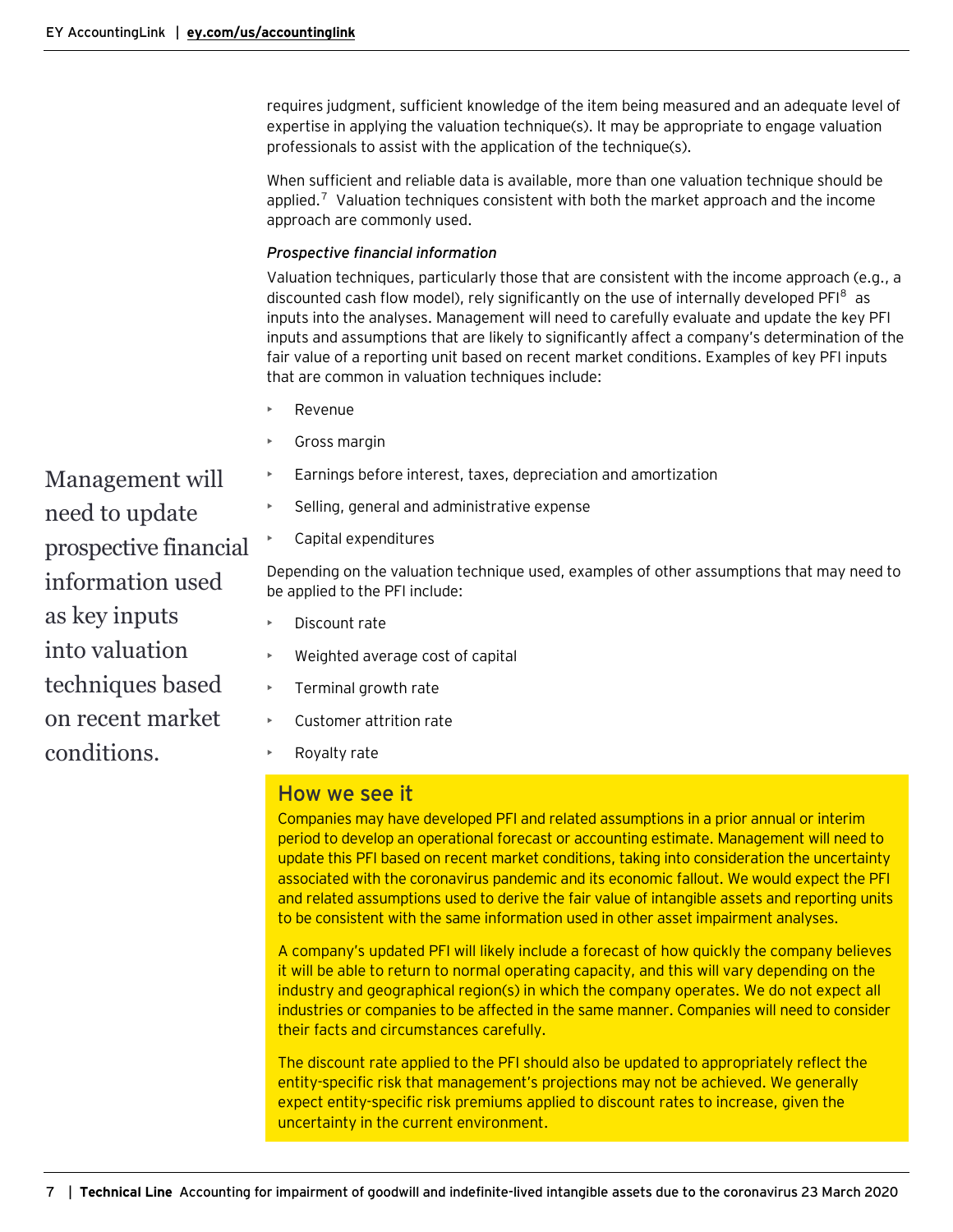requires judgment, sufficient knowledge of the item being measured and an adequate level of expertise in applying the valuation technique(s). It may be appropriate to engage valuation professionals to assist with the application of the technique(s).

When sufficient and reliable data is available, more than one valuation technique should be applied.[7] Valuation techniques consistent with both the market approach and the income approach are commonly used.

*Prospective financial information*

Valuation techniques, particularly those that are consistent with the income approach (e.g., a discounted cash flow model), rely significantly on the use of internally developed PFI[8] as inputs into the analyses. Management will need to carefully evaluate and update the key PFI inputs and assumptions that are likely to significantly affect a company's determination of the fair value of a reporting unit based on recent market conditions. Examples of key PFI inputs that are common in valuation techniques include:

- Revenue
- Gross margin
- Earnings before interest, taxes, depreciation and amortization
- Selling, general and administrative expense
- Capital expenditures

Management will need to update prospective financial information used as key inputs into valuation techniques based on recent market conditions.

Depending on the valuation technique used, examples of other assumptions that may need to be applied to the PFI include:

- Discount rate
- Weighted average cost of capital
- Terminal growth rate
- Customer attrition rate
- Royalty rate

## How we see it

Companies may have developed PFI and related assumptions in a prior annual or interim period to develop an operational forecast or accounting estimate. Management will need to update this PFI based on recent market conditions, taking into consideration the uncertainty associated with the coronavirus pandemic and its economic fallout. We would expect the PFI and related assumptions used to derive the fair value of intangible assets and reporting units to be consistent with the same information used in other asset impairment analyses.

A company's updated PFI will likely include a forecast of how quickly the company believes it will be able to return to normal operating capacity, and this will vary depending on the industry and geographical region(s) in which the company operates. We do not expect all industries or companies to be affected in the same manner. Companies will need to consider their facts and circumstances carefully.

The discount rate applied to the PFI should also be updated to appropriately reflect the entity-specific risk that management's projections may not be achieved. We generally expect entity-specific risk premiums applied to discount rates to increase, given the uncertainty in the current environment.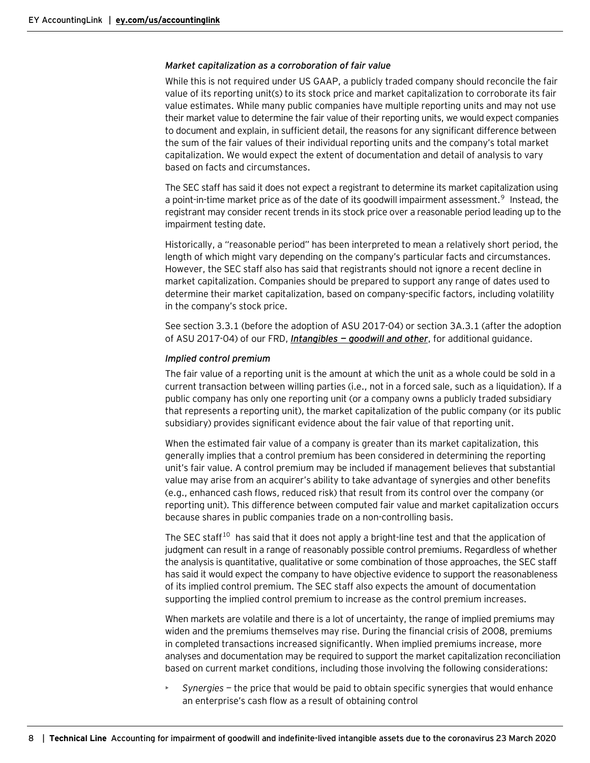*Market capitalization as a corroboration of fair value*

While this is not required under US GAAP, a publicly traded company should reconcile the fair value of its reporting unit(s) to its stock price and market capitalization to corroborate its fair value estimates. While many public companies have multiple reporting units and may not use their market value to determine the fair value of their reporting units, we would expect companies to document and explain, in sufficient detail, the reasons for any significant difference between the sum of the fair values of their individual reporting units and the company's total market capitalization. We would expect the extent of documentation and detail of analysis to vary based on facts and circumstances.

The SEC staff has said it does not expect a registrant to determine its market capitalization using a point-in-time market price as of the date of its goodwill impairment assessment.[9] Instead, the registrant may consider recent trends in its stock price over a reasonable period leading up to the impairment testing date.

Historically, a "reasonable period" has been interpreted to mean a relatively short period, the length of which might vary depending on the company's particular facts and circumstances. However, the SEC staff also has said that registrants should not ignore a recent decline in market capitalization. Companies should be prepared to support any range of dates used to determine their market capitalization, based on company-specific factors, including volatility in the company's stock price.

See section 3.3.1 (before the adoption of ASU 2017-04) or section 3A.3.1 (after the adoption of ASU 2017-04) of our FRD, ***Intangibles — goodwill and other***, for additional guidance.

*Implied control premium*

The fair value of a reporting unit is the amount at which the unit as a whole could be sold in a current transaction between willing parties (i.e., not in a forced sale, such as a liquidation). If a public company has only one reporting unit (or a company owns a publicly traded subsidiary that represents a reporting unit), the market capitalization of the public company (or its public subsidiary) provides significant evidence about the fair value of that reporting unit.

When the estimated fair value of a company is greater than its market capitalization, this generally implies that a control premium has been considered in determining the reporting unit's fair value. A control premium may be included if management believes that substantial value may arise from an acquirer's ability to take advantage of synergies and other benefits (e.g., enhanced cash flows, reduced risk) that result from its control over the company (or reporting unit). This difference between computed fair value and market capitalization occurs because shares in public companies trade on a non-controlling basis.

The SEC staff[10] has said that it does not apply a bright-line test and that the application of judgment can result in a range of reasonably possible control premiums. Regardless of whether the analysis is quantitative, qualitative or some combination of those approaches, the SEC staff has said it would expect the company to have objective evidence to support the reasonableness of its implied control premium. The SEC staff also expects the amount of documentation supporting the implied control premium to increase as the control premium increases.

When markets are volatile and there is a lot of uncertainty, the range of implied premiums may widen and the premiums themselves may rise. During the financial crisis of 2008, premiums in completed transactions increased significantly. When implied premiums increase, more analyses and documentation may be required to support the market capitalization reconciliation based on current market conditions, including those involving the following considerations:

- *Synergies* — the price that would be paid to obtain specific synergies that would enhance an enterprise's cash flow as a result of obtaining control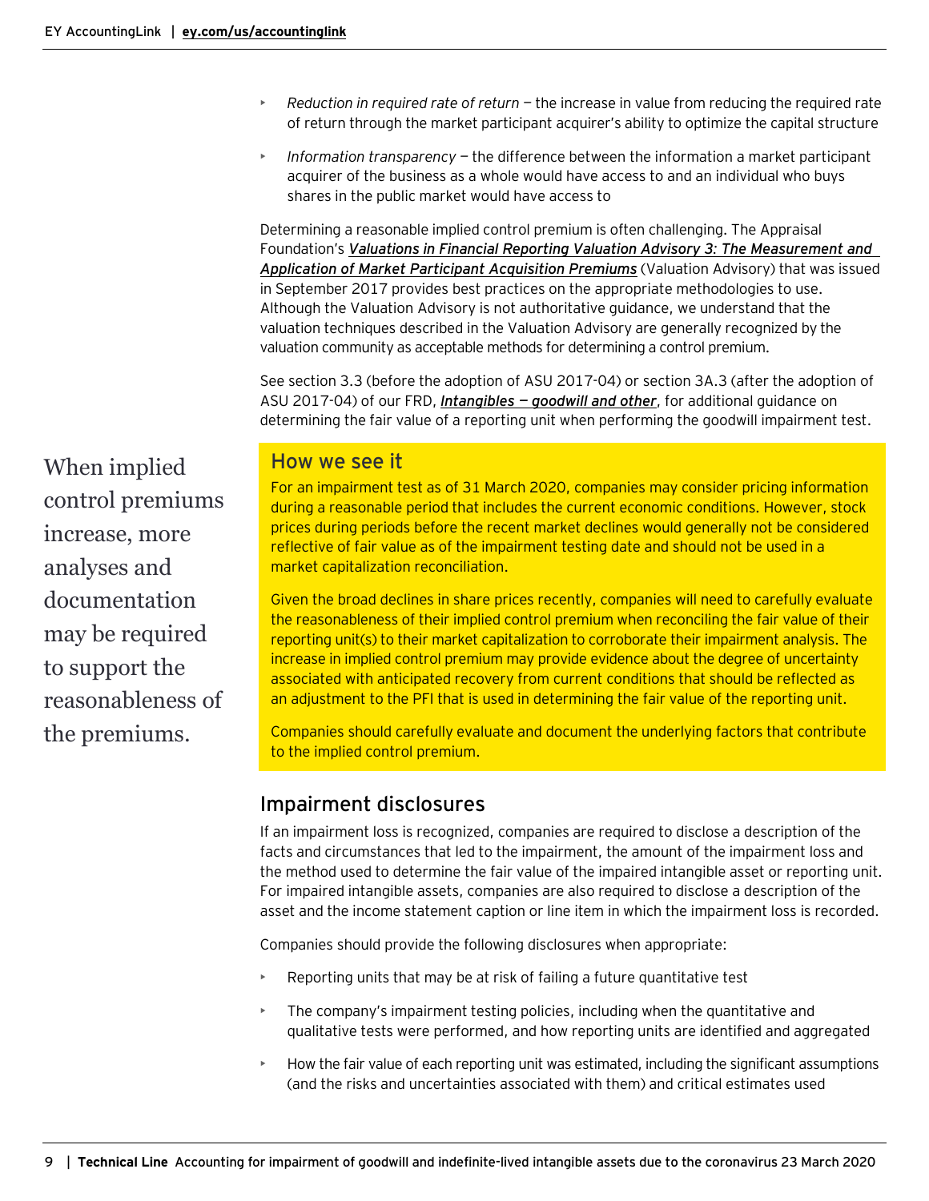- *Reduction in required rate of return* — the increase in value from reducing the required rate of return through the market participant acquirer's ability to optimize the capital structure
- *Information transparency* — the difference between the information a market participant acquirer of the business as a whole would have access to and an individual who buys shares in the public market would have access to

Determining a reasonable implied control premium is often challenging. The Appraisal Foundation's ***Valuations in Financial Reporting Valuation Advisory 3: The Measurement and Application of Market Participant Acquisition Premiums*** (Valuation Advisory) that was issued in September 2017 provides best practices on the appropriate methodologies to use. Although the Valuation Advisory is not authoritative guidance, we understand that the valuation techniques described in the Valuation Advisory are generally recognized by the valuation community as acceptable methods for determining a control premium.

See section 3.3 (before the adoption of ASU 2017-04) or section 3A.3 (after the adoption of ASU 2017-04) of our FRD, ***Intangibles — goodwill and other***, for additional guidance on determining the fair value of a reporting unit when performing the goodwill impairment test.

When implied control premiums increase, more analyses and documentation may be required to support the reasonableness of the premiums.

## How we see it

For an impairment test as of 31 March 2020, companies may consider pricing information during a reasonable period that includes the current economic conditions. However, stock prices during periods before the recent market declines would generally not be considered reflective of fair value as of the impairment testing date and should not be used in a market capitalization reconciliation.

Given the broad declines in share prices recently, companies will need to carefully evaluate the reasonableness of their implied control premium when reconciling the fair value of their reporting unit(s) to their market capitalization to corroborate their impairment analysis. The increase in implied control premium may provide evidence about the degree of uncertainty associated with anticipated recovery from current conditions that should be reflected as an adjustment to the PFI that is used in determining the fair value of the reporting unit.

Companies should carefully evaluate and document the underlying factors that contribute to the implied control premium.

## Impairment disclosures

If an impairment loss is recognized, companies are required to disclose a description of the facts and circumstances that led to the impairment, the amount of the impairment loss and the method used to determine the fair value of the impaired intangible asset or reporting unit. For impaired intangible assets, companies are also required to disclose a description of the asset and the income statement caption or line item in which the impairment loss is recorded.

Companies should provide the following disclosures when appropriate:

- Reporting units that may be at risk of failing a future quantitative test
- The company's impairment testing policies, including when the quantitative and qualitative tests were performed, and how reporting units are identified and aggregated
- How the fair value of each reporting unit was estimated, including the significant assumptions (and the risks and uncertainties associated with them) and critical estimates used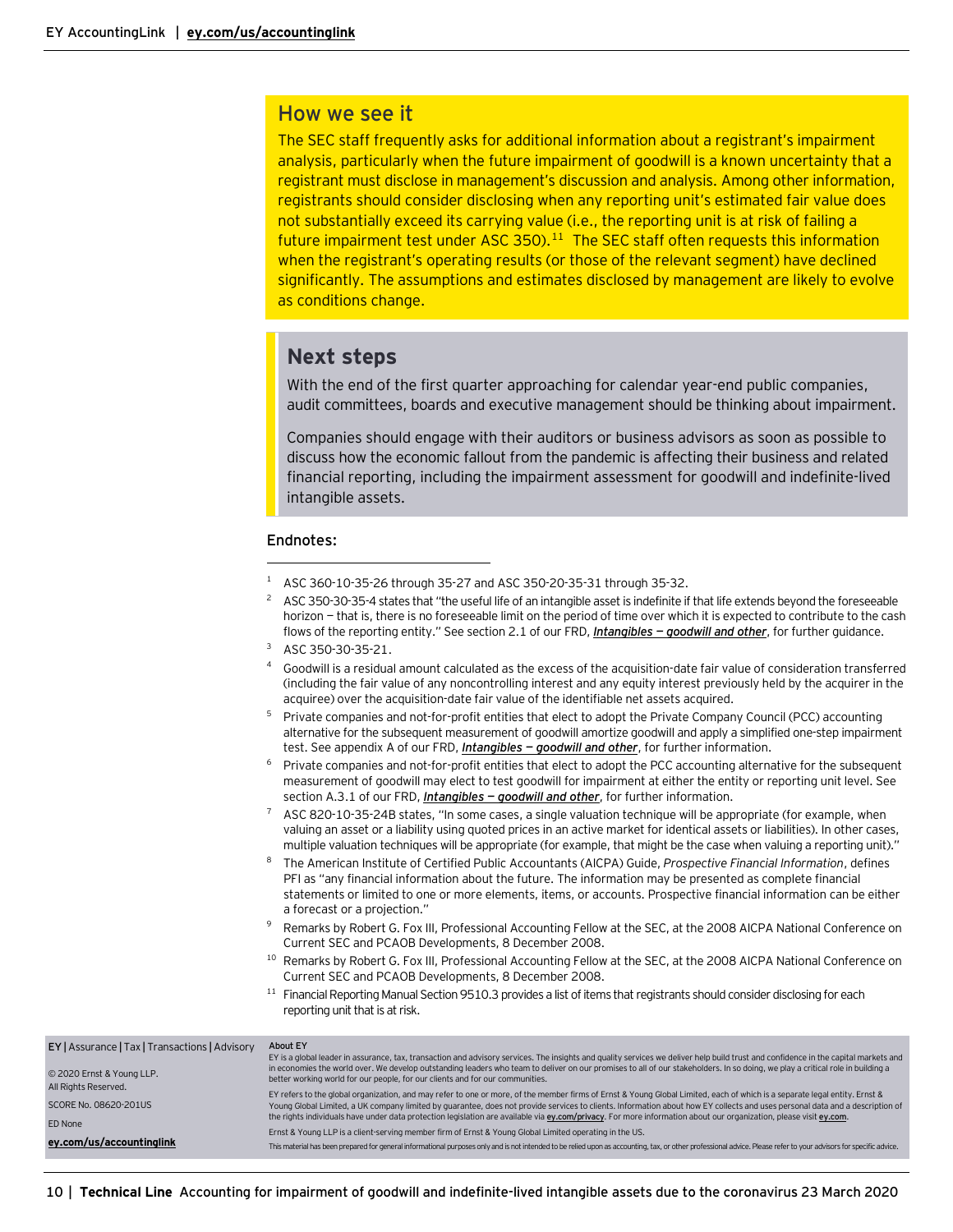## How we see it

The SEC staff frequently asks for additional information about a registrant's impairment analysis, particularly when the future impairment of goodwill is a known uncertainty that a registrant must disclose in management's discussion and analysis. Among other information, registrants should consider disclosing when any reporting unit's estimated fair value does not substantially exceed its carrying value (i.e., the reporting unit is at risk of failing a future impairment test under ASC 350).[11] The SEC staff often requests this information when the registrant's operating results (or those of the relevant segment) have declined significantly. The assumptions and estimates disclosed by management are likely to evolve as conditions change.

## Next steps

With the end of the first quarter approaching for calendar year-end public companies, audit committees, boards and executive management should be thinking about impairment.

Companies should engage with their auditors or business advisors as soon as possible to discuss how the economic fallout from the pandemic is affecting their business and related financial reporting, including the impairment assessment for goodwill and indefinite-lived intangible assets.

### Endnotes:

1. ASC 360-10-35-26 through 35-27 and ASC 350-20-35-31 through 35-32.
2. ASC 350-30-35-4 states that "the useful life of an intangible asset is indefinite if that life extends beyond the foreseeable horizon — that is, there is no foreseeable limit on the period of time over which it is expected to contribute to the cash flows of the reporting entity." See section 2.1 of our FRD, ***Intangibles — goodwill and other***, for further guidance.
3. ASC 350-30-35-21.
4. Goodwill is a residual amount calculated as the excess of the acquisition-date fair value of consideration transferred (including the fair value of any noncontrolling interest and any equity interest previously held by the acquirer in the acquiree) over the acquisition-date fair value of the identifiable net assets acquired.
5. Private companies and not-for-profit entities that elect to adopt the Private Company Council (PCC) accounting alternative for the subsequent measurement of goodwill amortize goodwill and apply a simplified one-step impairment test. See appendix A of our FRD, ***Intangibles — goodwill and other***, for further information.
6. Private companies and not-for-profit entities that elect to adopt the PCC accounting alternative for the subsequent measurement of goodwill may elect to test goodwill for impairment at either the entity or reporting unit level. See section A.3.1 of our FRD, ***Intangibles — goodwill and other***, for further information.
7. ASC 820-10-35-24B states, "In some cases, a single valuation technique will be appropriate (for example, when valuing an asset or a liability using quoted prices in an active market for identical assets or liabilities). In other cases, multiple valuation techniques will be appropriate (for example, that might be the case when valuing a reporting unit)."
8. The American Institute of Certified Public Accountants (AICPA) Guide, *Prospective Financial Information*, defines PFI as "any financial information about the future. The information may be presented as complete financial statements or limited to one or more elements, items, or accounts. Prospective financial information can be either a forecast or a projection."
9. Remarks by Robert G. Fox III, Professional Accounting Fellow at the SEC, at the 2008 AICPA National Conference on Current SEC and PCAOB Developments, 8 December 2008.
10. Remarks by Robert G. Fox III, Professional Accounting Fellow at the SEC, at the 2008 AICPA National Conference on Current SEC and PCAOB Developments, 8 December 2008.
11. Financial Reporting Manual Section 9510.3 provides a list of items that registrants should consider disclosing for each reporting unit that is at risk.

EY | Assurance | Tax | Transactions | Advisory

© 2020 Ernst & Young LLP.
All Rights Reserved.

SCORE No. 08620-201US

ED None

**ey.com/us/accountinglink**

**About EY**

EY is a global leader in assurance, tax, transaction and advisory services. The insights and quality services we deliver help build trust and confidence in the capital markets and in economies the world over. We develop outstanding leaders who team to deliver on our promises to all of our stakeholders. In so doing, we play a critical role in building a better working world for our people, for our clients and for our communities.

EY refers to the global organization, and may refer to one or more, of the member firms of Ernst & Young Global Limited, each of which is a separate legal entity. Ernst & Young Global Limited, a UK company limited by guarantee, does not provide services to clients. Information about how EY collects and uses personal data and a description of the rights individuals have under data protection legislation are available via **ey.com/privacy**. For more information about our organization, please visit **ey.com**.

Ernst & Young LLP is a client-serving member firm of Ernst & Young Global Limited operating in the US.

This material has been prepared for general informational purposes only and is not intended to be relied upon as accounting, tax, or other professional advice. Please refer to your advisors for specific advice.